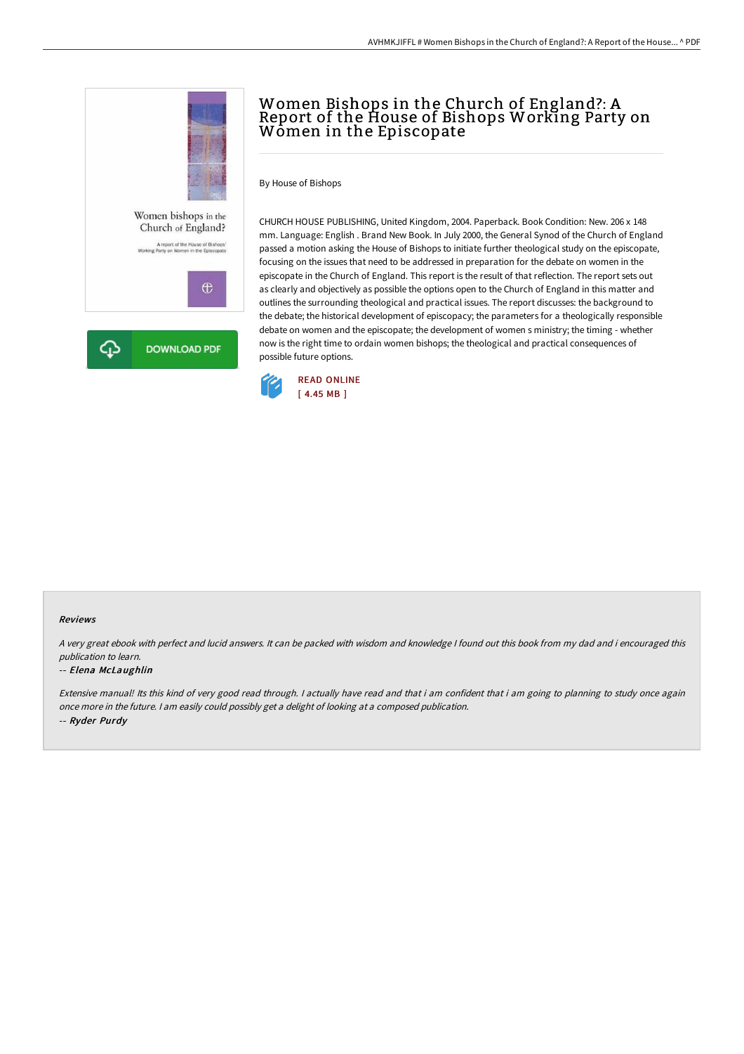# Women Bishops in the Church of England?: A Report of the House of Bishops Working Party on Women in the Episcopate

By House of Bishops

CHURCH HOUSE PUBLISHING, United Kingdom, 2004. Paperback. Book Condition: New. 206 x 148 mm. Language: English . Brand New Book. In July 2000, the General Synod of the Church of England passed a motion asking the House of Bishops to initiate further theological study on the episcopate, focusing on the issues that need to be addressed in preparation for the debate on women in the episcopate in the Church of England. This report is the result of that reflection. The report sets out as clearly and objectively as possible the options open to the Church of England in this matter and outlines the surrounding theological and practical issues. The report discusses: the background to the debate; the historical development of episcopacy; the parameters for a theologically responsible debate on women and the episcopate; the development of women s ministry; the timing - whether now is the right time to ordain women bishops; the theological and practical consequences of possible future options.

DOWNLOAD PDF

READ ONLINE
[ 4.45 MB ]

### Reviews

*A very great ebook with perfect and lucid answers. It can be packed with wisdom and knowledge I found out this book from my dad and i encouraged this publication to learn.*

-- ***Elena McLaughlin***

*Extensive manual! Its this kind of very good read through. I actually have read and that i am confident that i am going to planning to study once again once more in the future. I am easily could possibly get a delight of looking at a composed publication.*

-- ***Ryder Purdy***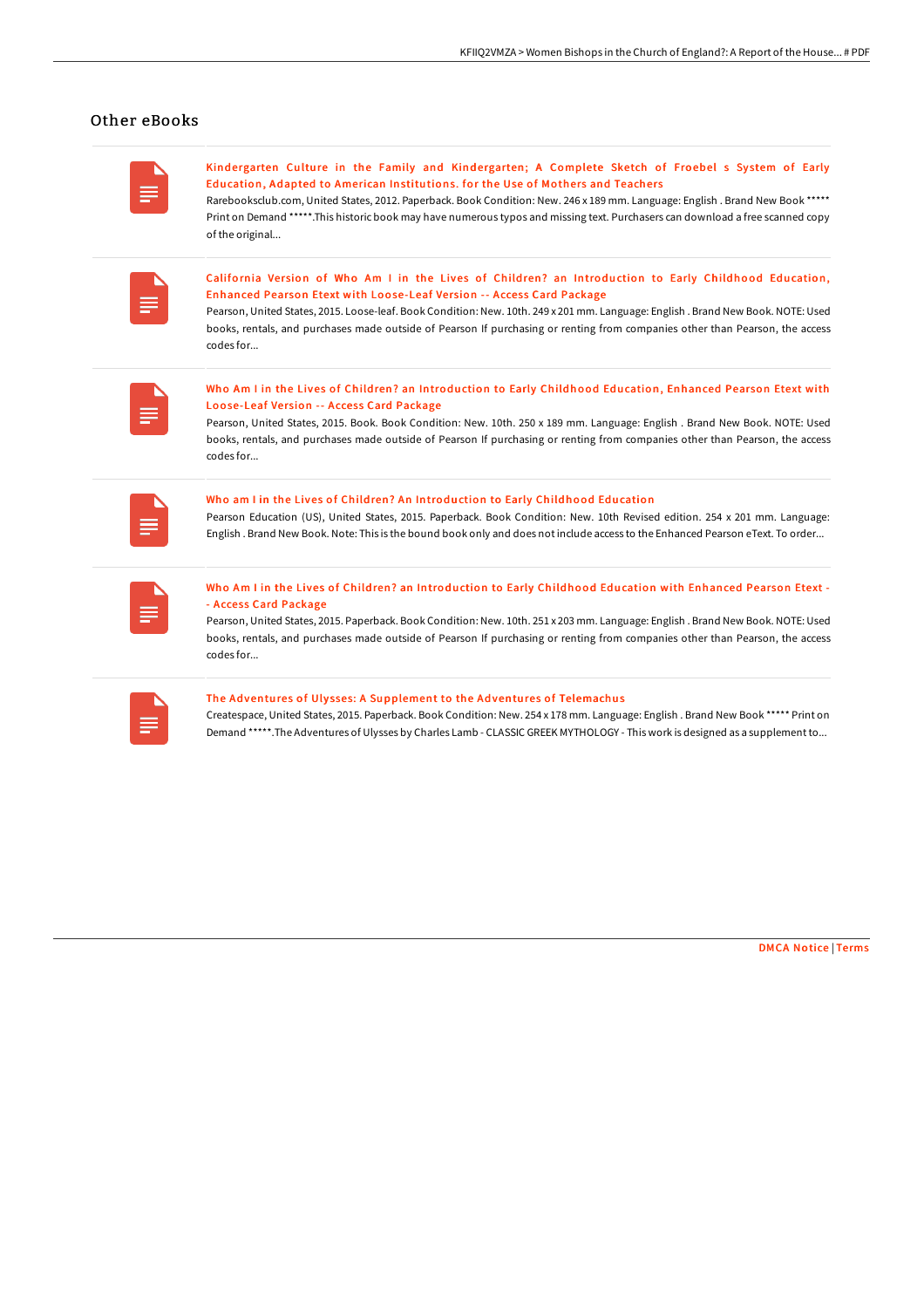## Other eBooks

**Kindergarten Culture in the Family and Kindergarten; A Complete Sketch of Froebel s System of Early Education, Adapted to American Institutions. for the Use of Mothers and Teachers**

Rarebooksclub.com, United States, 2012. Paperback. Book Condition: New. 246 x 189 mm. Language: English . Brand New Book ***** Print on Demand *****.This historic book may have numerous typos and missing text. Purchasers can download a free scanned copy of the original...

**California Version of Who Am I in the Lives of Children? an Introduction to Early Childhood Education, Enhanced Pearson Etext with Loose-Leaf Version -- Access Card Package**

Pearson, United States, 2015. Loose-leaf. Book Condition: New. 10th. 249 x 201 mm. Language: English . Brand New Book. NOTE: Used books, rentals, and purchases made outside of Pearson If purchasing or renting from companies other than Pearson, the access codes for...

**Who Am I in the Lives of Children? an Introduction to Early Childhood Education, Enhanced Pearson Etext with Loose-Leaf Version -- Access Card Package**

Pearson, United States, 2015. Book. Book Condition: New. 10th. 250 x 189 mm. Language: English . Brand New Book. NOTE: Used books, rentals, and purchases made outside of Pearson If purchasing or renting from companies other than Pearson, the access codes for...

**Who am I in the Lives of Children? An Introduction to Early Childhood Education**

Pearson Education (US), United States, 2015. Paperback. Book Condition: New. 10th Revised edition. 254 x 201 mm. Language: English . Brand New Book. Note: This is the bound book only and does not include access to the Enhanced Pearson eText. To order...

**Who Am I in the Lives of Children? an Introduction to Early Childhood Education with Enhanced Pearson Etext -- Access Card Package**

Pearson, United States, 2015. Paperback. Book Condition: New. 10th. 251 x 203 mm. Language: English . Brand New Book. NOTE: Used books, rentals, and purchases made outside of Pearson If purchasing or renting from companies other than Pearson, the access codes for...

**The Adventures of Ulysses: A Supplement to the Adventures of Telemachus**

Createspace, United States, 2015. Paperback. Book Condition: New. 254 x 178 mm. Language: English . Brand New Book ***** Print on Demand *****.The Adventures of Ulysses by Charles Lamb - CLASSIC GREEK MYTHOLOGY - This work is designed as a supplement to...

DMCA Notice | Terms